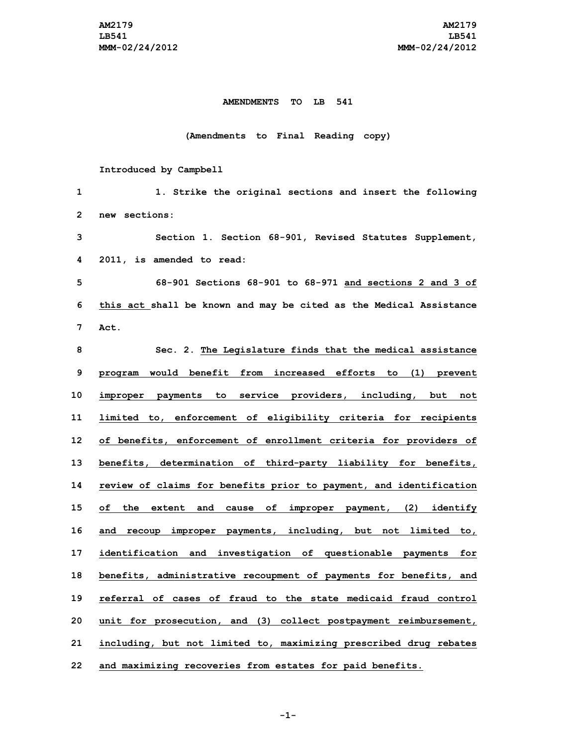**AMENDMENTS TO LB 541**

**(Amendments to Final Reading copy)**

**Introduced by Campbell**

1. Strike the original sections and insert the following new sections:

Section 1. Section 68-901, Revised Statutes Supplement, 2011, is amended to read:

68-901 Sections 68-901 to 68-971 and sections 2 and 3 of this act shall be known and may be cited as the Medical Assistance Act.

Sec. 2. The Legislature finds that the medical assistance program would benefit from increased efforts to (1) prevent improper payments to service providers, including, but not limited to, enforcement of eligibility criteria for recipients of benefits, enforcement of enrollment criteria for providers of benefits, determination of third-party liability for benefits, review of claims for benefits prior to payment, and identification of the extent and cause of improper payment, (2) identify and recoup improper payments, including, but not limited to, identification and investigation of questionable payments for benefits, administrative recoupment of payments for benefits, and referral of cases of fraud to the state medicaid fraud control unit for prosecution, and (3) collect postpayment reimbursement, including, but not limited to, maximizing prescribed drug rebates and maximizing recoveries from estates for paid benefits.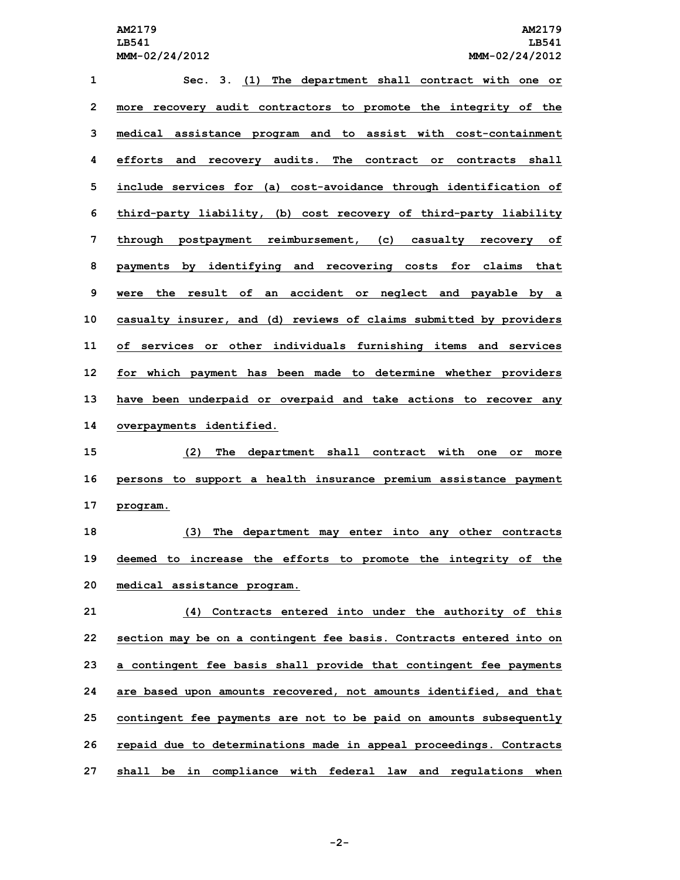Sec. 3. (1) The department shall contract with one or more recovery audit contractors to promote the integrity of the medical assistance program and to assist with cost-containment efforts and recovery audits. The contract or contracts shall include services for (a) cost-avoidance through identification of third-party liability, (b) cost recovery of third-party liability through postpayment reimbursement, (c) casualty recovery of payments by identifying and recovering costs for claims that were the result of an accident or neglect and payable by a casualty insurer, and (d) reviews of claims submitted by providers of services or other individuals furnishing items and services for which payment has been made to determine whether providers have been underpaid or overpaid and take actions to recover any overpayments identified.

(2) The department shall contract with one or more persons to support a health insurance premium assistance payment program.

(3) The department may enter into any other contracts deemed to increase the efforts to promote the integrity of the medical assistance program.

(4) Contracts entered into under the authority of this section may be on a contingent fee basis. Contracts entered into on a contingent fee basis shall provide that contingent fee payments are based upon amounts recovered, not amounts identified, and that contingent fee payments are not to be paid on amounts subsequently repaid due to determinations made in appeal proceedings. Contracts shall be in compliance with federal law and regulations when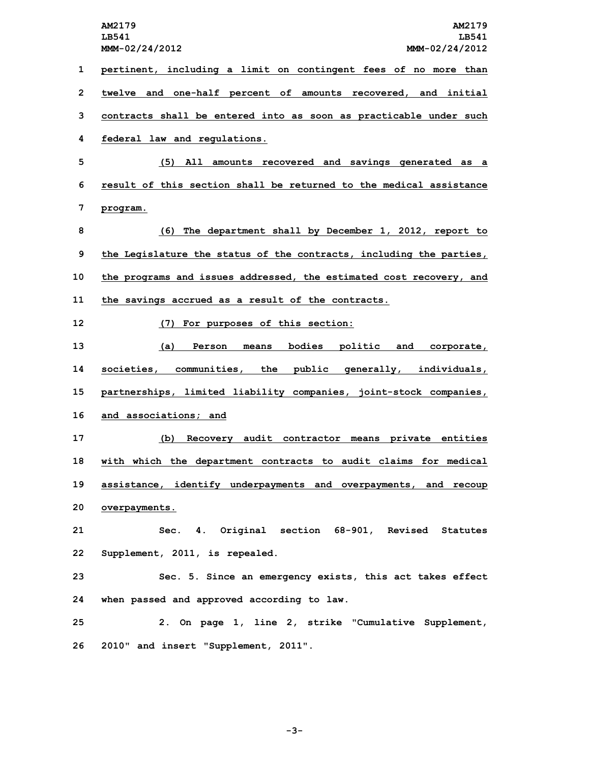pertinent, including a limit on contingent fees of no more than twelve and one-half percent of amounts recovered, and initial contracts shall be entered into as soon as practicable under such federal law and regulations.

(5) All amounts recovered and savings generated as a result of this section shall be returned to the medical assistance program.

(6) The department shall by December 1, 2012, report to the Legislature the status of the contracts, including the parties, the programs and issues addressed, the estimated cost recovery, and the savings accrued as a result of the contracts.

(7) For purposes of this section:

(a) Person means bodies politic and corporate, societies, communities, the public generally, individuals, partnerships, limited liability companies, joint-stock companies, and associations; and

(b) Recovery audit contractor means private entities with which the department contracts to audit claims for medical assistance, identify underpayments and overpayments, and recoup overpayments.

Sec. 4. Original section 68-901, Revised Statutes Supplement, 2011, is repealed.

Sec. 5. Since an emergency exists, this act takes effect when passed and approved according to law.

2. On page 1, line 2, strike "Cumulative Supplement, 2010" and insert "Supplement, 2011".